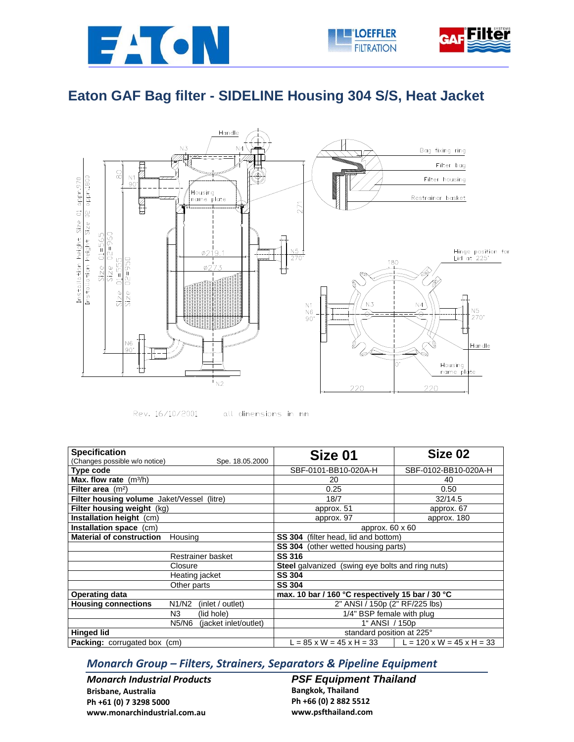# Eaton GAF Bag filter - SIDELINE Housing 304 S/S, Heat Jacket

Rev. 16/10/2001 all dimensions in mm

| Specification (Changes possible w/o notice) Spe. 18.05.2000 | | Size 01 | Size 02 |
|---|---|---|---|
| **Type code** | | SBF-0101-BB10-020A-H | SBF-0102-BB10-020A-H |
| **Max. flow rate** (m³/h) | | 20 | 40 |
| **Filter area** (m²) | | 0.25 | 0.50 |
| **Filter housing volume** Jaket/Vessel (litre) | | 18/7 | 32/14.5 |
| **Filter housing weight** (kg) | | approx. 51 | approx. 67 |
| **Installation height** (cm) | | approx. 97 | approx. 180 |
| **Installation space** (cm) | | approx. 60 x 60 | |
| **Material of construction** | Housing | **SS 304** (filter head, lid and bottom) | |
| | | **SS 304** (other wetted housing parts) | |
| | Restrainer basket | **SS 316** | |
| | Closure | **Steel** galvanized (swing eye bolts and ring nuts) | |
| | Heating jacket | **SS 304** | |
| | Other parts | **SS 304** | |
| **Operating data** | | **max. 10 bar / 160 °C respectively 15 bar / 30 °C** | |
| **Housing connections** | N1/N2 (inlet / outlet) | 2" ANSI / 150p (2" RF/225 lbs) | |
| | N3 (lid hole) | 1/4" BSP female with plug | |
| | N5/N6 (jacket inlet/outlet) | 1" ANSI / 150p | |
| **Hinged lid** | | standard position at 225° | |
| **Packing:** corrugated box (cm) | | L = 85 x W = 45 x H = 33 | L = 120 x W = 45 x H = 33 |

## *Monarch Group – Filters, Strainers, Separators & Pipeline Equipment*

*Monarch Industrial Products*
**Brisbane, Australia**
**Ph +61 (0) 7 3298 5000**
**www.monarchindustrial.com.au**

*PSF Equipment Thailand*
**Bangkok, Thailand**
**Ph +66 (0) 2 882 5512**
**www.psfthailand.com**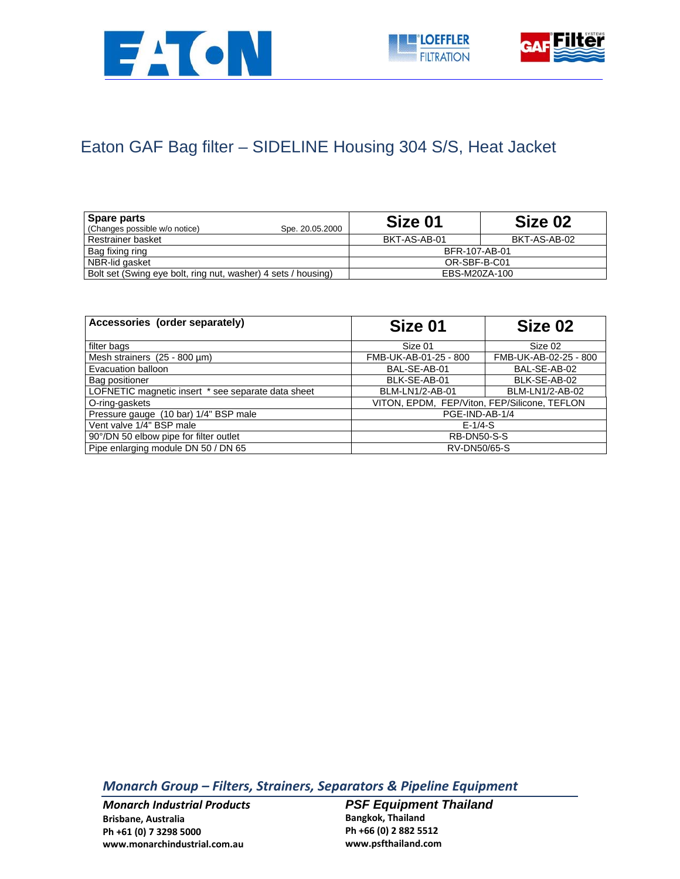# Eaton GAF Bag filter – SIDELINE Housing 304 S/S, Heat Jacket

| **Spare parts** (Changes possible w/o notice) Spe. 20.05.2000 | **Size 01** | **Size 02** |
|---|---|---|
| Restrainer basket | BKT-AS-AB-01 | BKT-AS-AB-02 |
| Bag fixing ring | BFR-107-AB-01 | |
| NBR-lid gasket | OR-SBF-B-C01 | |
| Bolt set (Swing eye bolt, ring nut, washer) 4 sets / housing) | EBS-M20ZA-100 | |

| **Accessories (order separately)** | **Size 01** | **Size 02** |
|---|---|---|
| filter bags | Size 01 | Size 02 |
| Mesh strainers (25 - 800 µm) | FMB-UK-AB-01-25 - 800 | FMB-UK-AB-02-25 - 800 |
| Evacuation balloon | BAL-SE-AB-01 | BAL-SE-AB-02 |
| Bag positioner | BLK-SE-AB-01 | BLK-SE-AB-02 |
| LOFNETIC magnetic insert * see separate data sheet | BLM-LN1/2-AB-01 | BLM-LN1/2-AB-02 |
| O-ring-gaskets | VITON, EPDM, FEP/Viton, FEP/Silicone, TEFLON | |
| Pressure gauge (10 bar) 1/4" BSP male | PGE-IND-AB-1/4 | |
| Vent valve 1/4" BSP male | E-1/4-S | |
| 90°/DN 50 elbow pipe for filter outlet | RB-DN50-S-S | |
| Pipe enlarging module DN 50 / DN 65 | RV-DN50/65-S | |